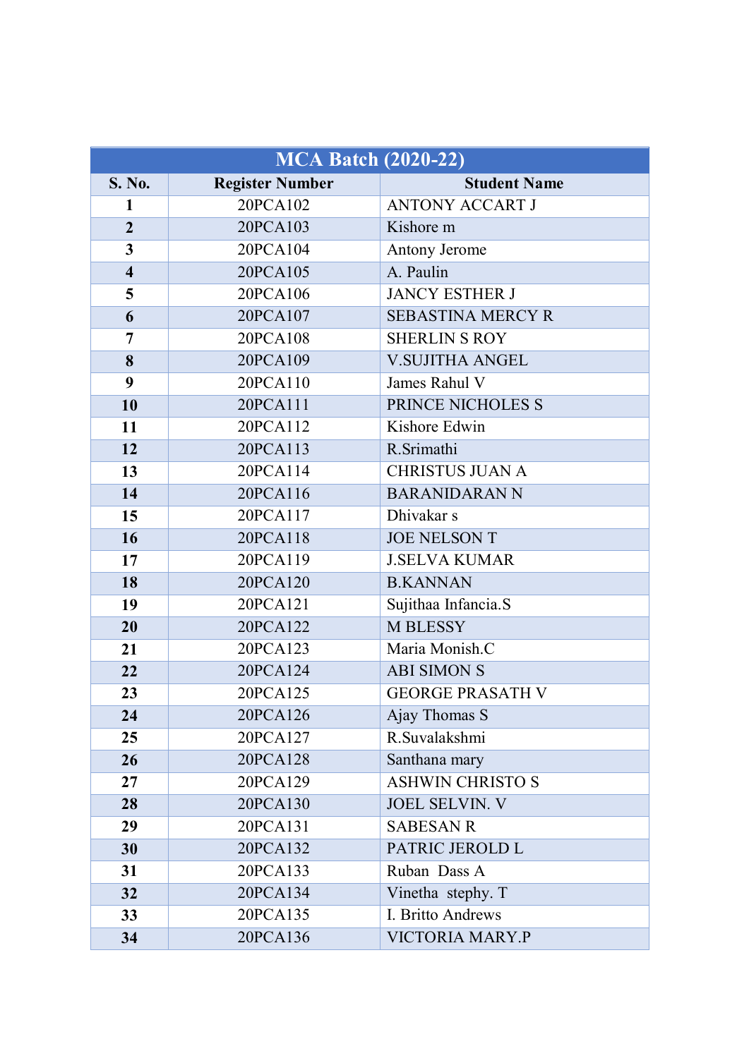| MCA Batch (2020-22) | | |
|---|---|---|
| **S. No.** | **Register Number** | **Student Name** |
| **1** | 20PCA102 | ANTONY ACCART J |
| **2** | 20PCA103 | Kishore m |
| **3** | 20PCA104 | Antony Jerome |
| **4** | 20PCA105 | A. Paulin |
| **5** | 20PCA106 | JANCY ESTHER J |
| **6** | 20PCA107 | SEBASTINA MERCY R |
| **7** | 20PCA108 | SHERLIN S ROY |
| **8** | 20PCA109 | V.SUJITHA ANGEL |
| **9** | 20PCA110 | James Rahul V |
| **10** | 20PCA111 | PRINCE NICHOLES S |
| **11** | 20PCA112 | Kishore Edwin |
| **12** | 20PCA113 | R.Srimathi |
| **13** | 20PCA114 | CHRISTUS JUAN A |
| **14** | 20PCA116 | BARANIDARAN N |
| **15** | 20PCA117 | Dhivakar s |
| **16** | 20PCA118 | JOE NELSON T |
| **17** | 20PCA119 | J.SELVA KUMAR |
| **18** | 20PCA120 | B.KANNAN |
| **19** | 20PCA121 | Sujithaa Infancia.S |
| **20** | 20PCA122 | M BLESSY |
| **21** | 20PCA123 | Maria Monish.C |
| **22** | 20PCA124 | ABI SIMON S |
| **23** | 20PCA125 | GEORGE PRASATH V |
| **24** | 20PCA126 | Ajay Thomas S |
| **25** | 20PCA127 | R.Suvalakshmi |
| **26** | 20PCA128 | Santhana mary |
| **27** | 20PCA129 | ASHWIN CHRISTO S |
| **28** | 20PCA130 | JOEL SELVIN. V |
| **29** | 20PCA131 | SABESAN R |
| **30** | 20PCA132 | PATRIC JEROLD L |
| **31** | 20PCA133 | Ruban Dass A |
| **32** | 20PCA134 | Vinetha stephy. T |
| **33** | 20PCA135 | I. Britto Andrews |
| **34** | 20PCA136 | VICTORIA MARY.P |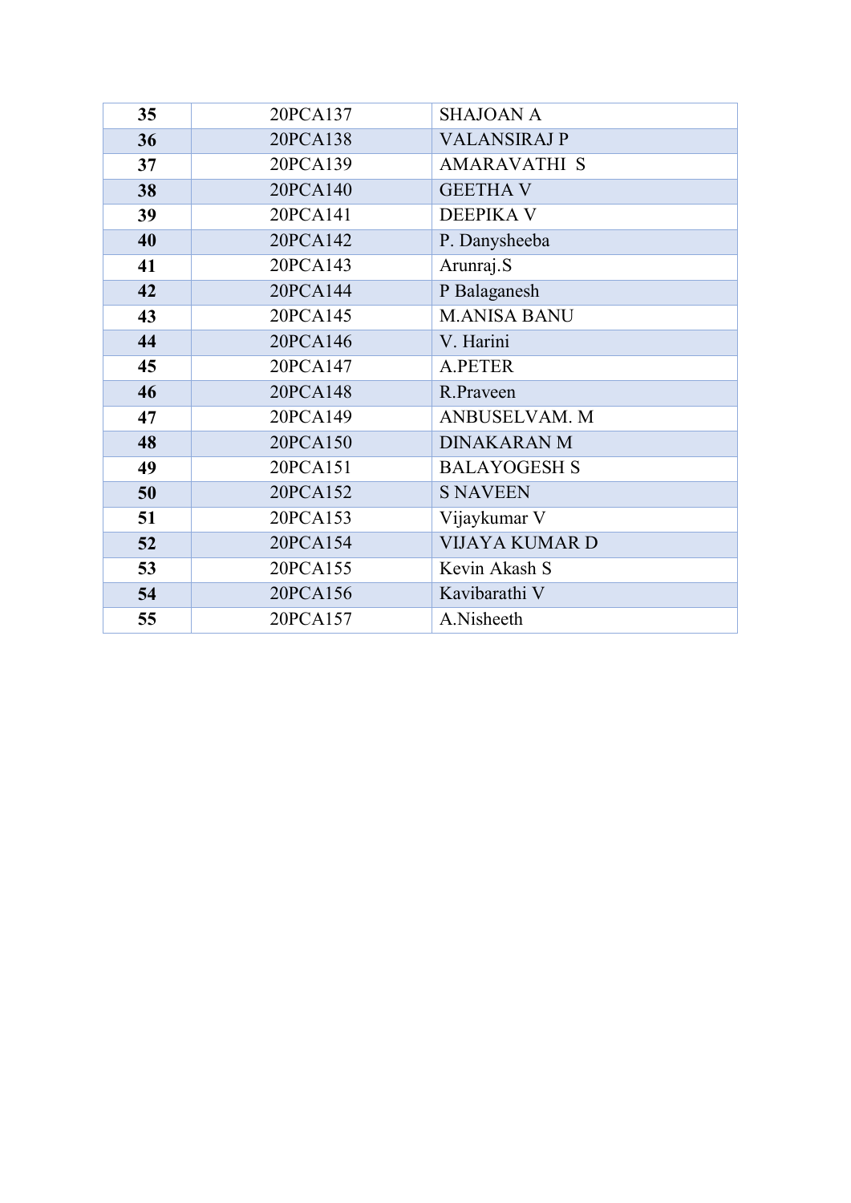| | | |
|---|---|---|
| **35** | 20PCA137 | SHAJOAN A |
| **36** | 20PCA138 | VALANSIRAJ P |
| **37** | 20PCA139 | AMARAVATHI S |
| **38** | 20PCA140 | GEETHA V |
| **39** | 20PCA141 | DEEPIKA V |
| **40** | 20PCA142 | P. Danysheeba |
| **41** | 20PCA143 | Arunraj.S |
| **42** | 20PCA144 | P Balaganesh |
| **43** | 20PCA145 | M.ANISA BANU |
| **44** | 20PCA146 | V. Harini |
| **45** | 20PCA147 | A.PETER |
| **46** | 20PCA148 | R.Praveen |
| **47** | 20PCA149 | ANBUSELVAM. M |
| **48** | 20PCA150 | DINAKARAN M |
| **49** | 20PCA151 | BALAYOGESH S |
| **50** | 20PCA152 | S NAVEEN |
| **51** | 20PCA153 | Vijaykumar V |
| **52** | 20PCA154 | VIJAYA KUMAR D |
| **53** | 20PCA155 | Kevin Akash S |
| **54** | 20PCA156 | Kavibarathi V |
| **55** | 20PCA157 | A.Nisheeth |